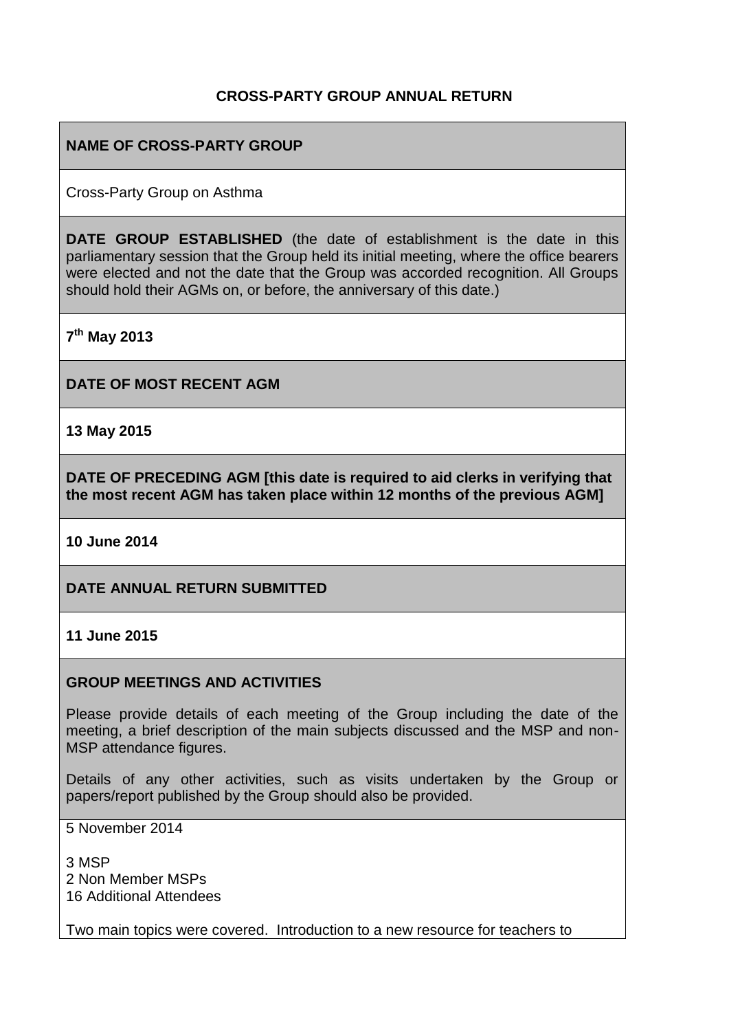**CROSS-PARTY GROUP ANNUAL RETURN**

**NAME OF CROSS-PARTY GROUP**

Cross-Party Group on Asthma

**DATE GROUP ESTABLISHED** (the date of establishment is the date in this parliamentary session that the Group held its initial meeting, where the office bearers were elected and not the date that the Group was accorded recognition. All Groups should hold their AGMs on, or before, the anniversary of this date.)

**7th May 2013**

**DATE OF MOST RECENT AGM**

**13 May 2015**

**DATE OF PRECEDING AGM [this date is required to aid clerks in verifying that the most recent AGM has taken place within 12 months of the previous AGM]**

**10 June 2014**

**DATE ANNUAL RETURN SUBMITTED**

**11 June 2015**

**GROUP MEETINGS AND ACTIVITIES**

Please provide details of each meeting of the Group including the date of the meeting, a brief description of the main subjects discussed and the MSP and non-MSP attendance figures.

Details of any other activities, such as visits undertaken by the Group or papers/report published by the Group should also be provided.

5 November 2014

3 MSP
2 Non Member MSPs
16 Additional Attendees

Two main topics were covered. Introduction to a new resource for teachers to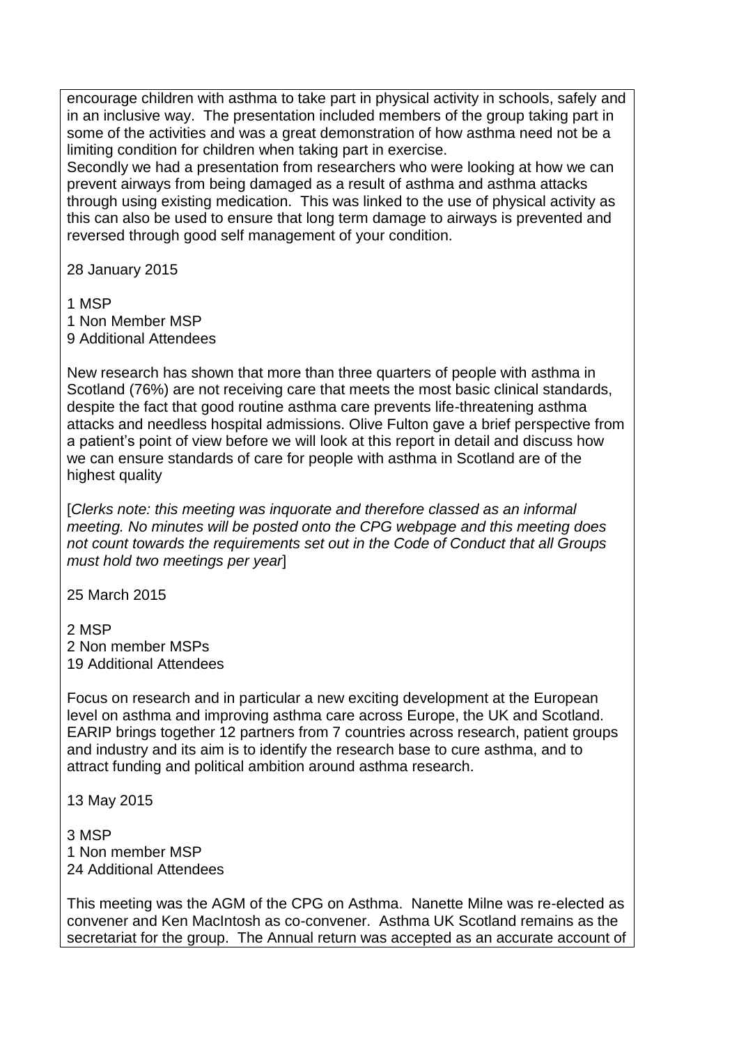encourage children with asthma to take part in physical activity in schools, safely and in an inclusive way. The presentation included members of the group taking part in some of the activities and was a great demonstration of how asthma need not be a limiting condition for children when taking part in exercise.
Secondly we had a presentation from researchers who were looking at how we can prevent airways from being damaged as a result of asthma and asthma attacks through using existing medication. This was linked to the use of physical activity as this can also be used to ensure that long term damage to airways is prevented and reversed through good self management of your condition.

28 January 2015

1 MSP
1 Non Member MSP
9 Additional Attendees

New research has shown that more than three quarters of people with asthma in Scotland (76%) are not receiving care that meets the most basic clinical standards, despite the fact that good routine asthma care prevents life-threatening asthma attacks and needless hospital admissions. Olive Fulton gave a brief perspective from a patient's point of view before we will look at this report in detail and discuss how we can ensure standards of care for people with asthma in Scotland are of the highest quality

[*Clerks note: this meeting was inquorate and therefore classed as an informal meeting. No minutes will be posted onto the CPG webpage and this meeting does not count towards the requirements set out in the Code of Conduct that all Groups must hold two meetings per year*]

25 March 2015

2 MSP
2 Non member MSPs
19 Additional Attendees

Focus on research and in particular a new exciting development at the European level on asthma and improving asthma care across Europe, the UK and Scotland. EARIP brings together 12 partners from 7 countries across research, patient groups and industry and its aim is to identify the research base to cure asthma, and to attract funding and political ambition around asthma research.

13 May 2015

3 MSP
1 Non member MSP
24 Additional Attendees

This meeting was the AGM of the CPG on Asthma. Nanette Milne was re-elected as convener and Ken MacIntosh as co-convener. Asthma UK Scotland remains as the secretariat for the group. The Annual return was accepted as an accurate account of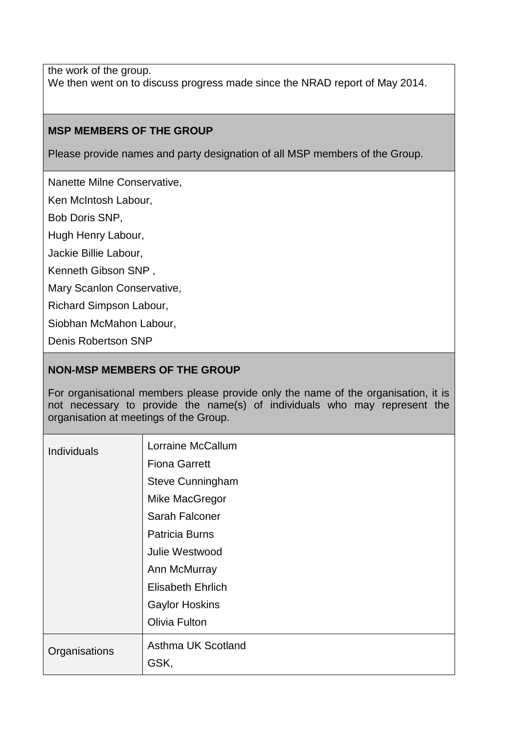the work of the group.
We then went on to discuss progress made since the NRAD report of May 2014.

**MSP MEMBERS OF THE GROUP**

Please provide names and party designation of all MSP members of the Group.

Nanette Milne Conservative,

Ken McIntosh Labour,

Bob Doris SNP,

Hugh Henry Labour,

Jackie Billie Labour,

Kenneth Gibson SNP ,

Mary Scanlon Conservative,

Richard Simpson Labour,

Siobhan McMahon Labour,

Denis Robertson SNP

**NON-MSP MEMBERS OF THE GROUP**

For organisational members please provide only the name of the organisation, it is not necessary to provide the name(s) of individuals who may represent the organisation at meetings of the Group.

| | |
|---|---|
| Individuals | Lorraine McCallum<br>Fiona Garrett<br>Steve Cunningham<br>Mike MacGregor<br>Sarah Falconer<br>Patricia Burns<br>Julie Westwood<br>Ann McMurray<br>Elisabeth Ehrlich<br>Gaylor Hoskins<br>Olivia Fulton |
| Organisations | Asthma UK Scotland<br>GSK, |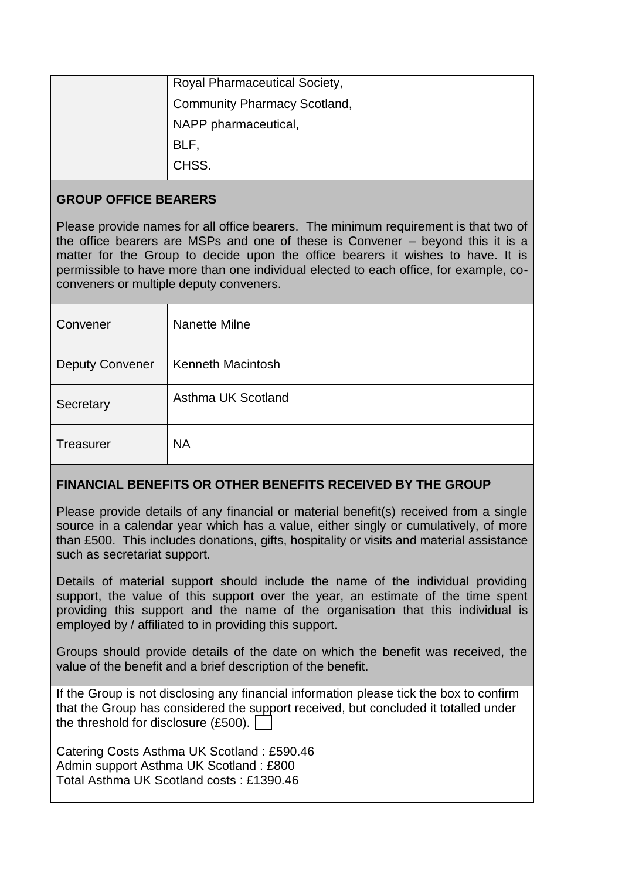| | |
|---|---|
| | Royal Pharmaceutical Society,<br>Community Pharmacy Scotland,<br>NAPP pharmaceutical,<br>BLF,<br>CHSS. |

**GROUP OFFICE BEARERS**

Please provide names for all office bearers. The minimum requirement is that two of the office bearers are MSPs and one of these is Convener – beyond this it is a matter for the Group to decide upon the office bearers it wishes to have. It is permissible to have more than one individual elected to each office, for example, co-conveners or multiple deputy conveners.

| | |
|---|---|
| Convener | Nanette Milne |
| Deputy Convener | Kenneth Macintosh |
| Secretary | Asthma UK Scotland |
| Treasurer | NA |

**FINANCIAL BENEFITS OR OTHER BENEFITS RECEIVED BY THE GROUP**

Please provide details of any financial or material benefit(s) received from a single source in a calendar year which has a value, either singly or cumulatively, of more than £500. This includes donations, gifts, hospitality or visits and material assistance such as secretariat support.

Details of material support should include the name of the individual providing support, the value of this support over the year, an estimate of the time spent providing this support and the name of the organisation that this individual is employed by / affiliated to in providing this support.

Groups should provide details of the date on which the benefit was received, the value of the benefit and a brief description of the benefit.

If the Group is not disclosing any financial information please tick the box to confirm that the Group has considered the support received, but concluded it totalled under the threshold for disclosure (£500). ☐

Catering Costs Asthma UK Scotland : £590.46
Admin support Asthma UK Scotland : £800
Total Asthma UK Scotland costs : £1390.46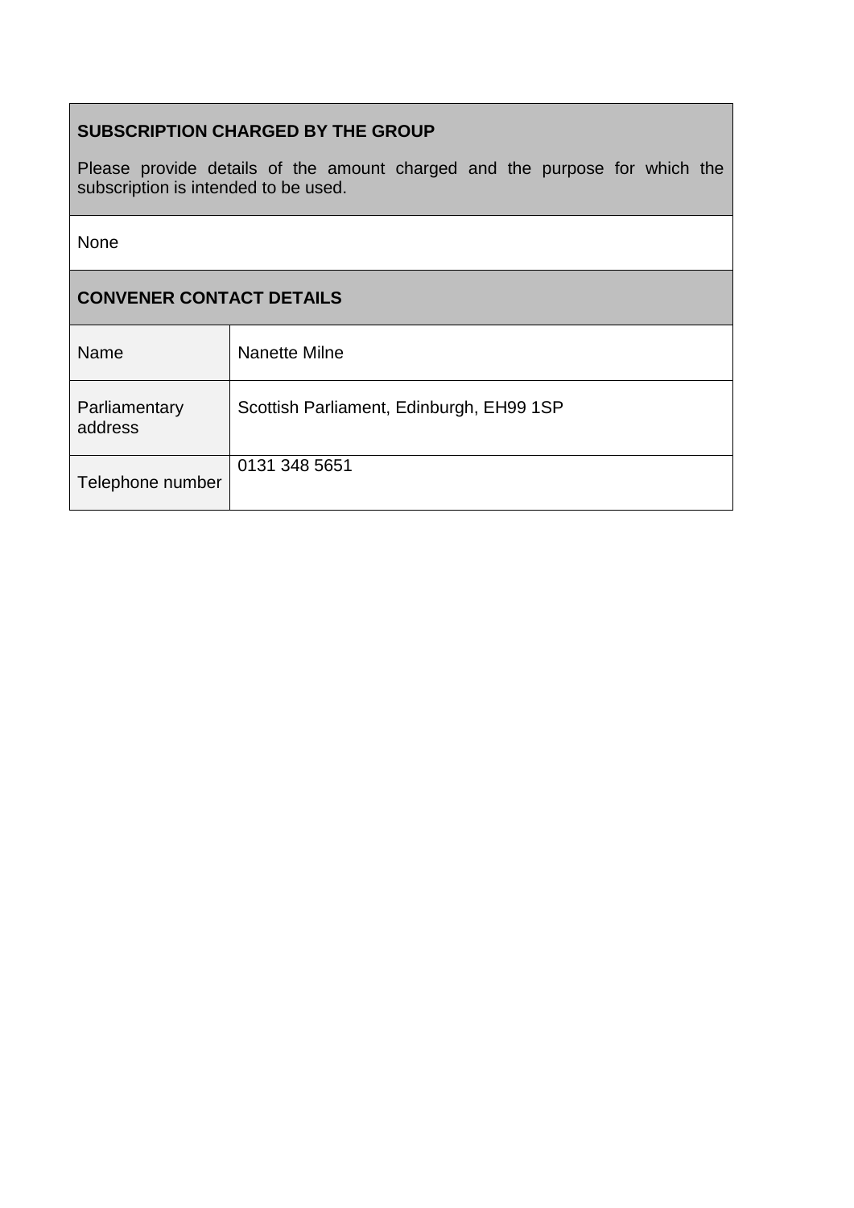| | |
|---|---|
| **SUBSCRIPTION CHARGED BY THE GROUP**<br><br>Please provide details of the amount charged and the purpose for which the subscription is intended to be used. | |
| None | |
| **CONVENER CONTACT DETAILS** | |
| Name | Nanette Milne |
| Parliamentary address | Scottish Parliament, Edinburgh, EH99 1SP |
| Telephone number | 0131 348 5651 |